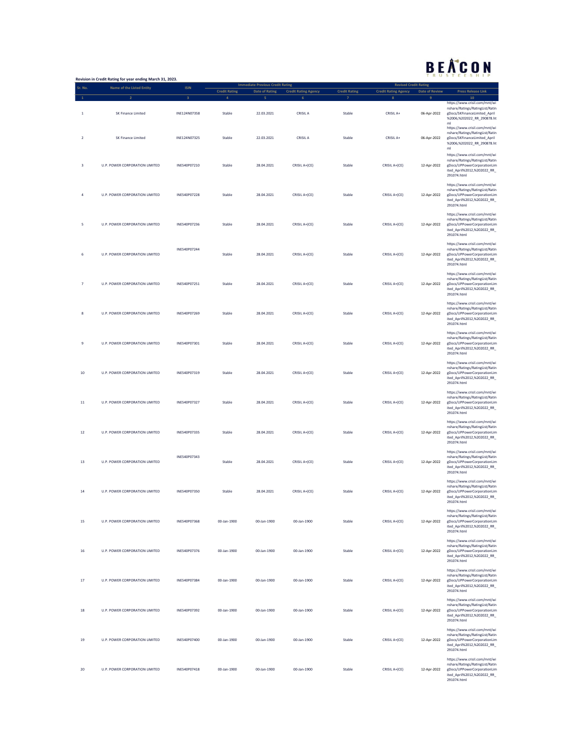BEACON TRUSTEESHIP

**Revision in Credit Rating for year ending March 31, 2023.**

| Sr. No. | Name of the Listed Entity | ISIN | Immediate Previous Credit Rating | | | Revised Credit Rating | | | |
|---|---|---|---|---|---|---|---|---|---|
| | | | Credit Rating | Date of Rating | Credit Rating Agency | Credit Rating | Credit Rating Agency | Date of Review | Press Release Link |
| 1 | 2 | 3 | 4 | 5 | 6 | 7 | 8 | 9 | 10 |
| 1 | SK Finance Limited | INE124N07358 | Stable | 22.03.2021 | CRISIL A | Stable | CRISIL A+ | 06-Apr-2022 | https://www.crisil.com/mnt/winshare/Ratings/RatingList/RatingDocs/SKFinanceLimited_April%2006,%202022_RR_290878.html |
| 2 | SK Finance Limited | INE124N07325 | Stable | 22.03.2021 | CRISIL A | Stable | CRISIL A+ | 06-Apr-2022 | https://www.crisil.com/mnt/winshare/Ratings/RatingList/RatingDocs/SKFinanceLimited_April%2006,%202022_RR_290878.html |
| 3 | U.P. POWER CORPORATION LIMITED | INE540P07210 | Stable | 28.04.2021 | CRISIL A+(CE) | Stable | CRISIL A+(CE) | 12-Apr-2022 | https://www.crisil.com/mnt/winshare/Ratings/RatingList/RatingDocs/UPPowerCorporationLimited_April%2012,%202022_RR_291074.html |
| 4 | U.P. POWER CORPORATION LIMITED | INE540P07228 | Stable | 28.04.2021 | CRISIL A+(CE) | Stable | CRISIL A+(CE) | 12-Apr-2022 | https://www.crisil.com/mnt/winshare/Ratings/RatingList/RatingDocs/UPPowerCorporationLimited_April%2012,%202022_RR_291074.html |
| 5 | U.P. POWER CORPORATION LIMITED | INE540P07236 | Stable | 28.04.2021 | CRISIL A+(CE) | Stable | CRISIL A+(CE) | 12-Apr-2022 | https://www.crisil.com/mnt/winshare/Ratings/RatingList/RatingDocs/UPPowerCorporationLimited_April%2012,%202022_RR_291074.html |
| 6 | U.P. POWER CORPORATION LIMITED | INE540P07244 | Stable | 28.04.2021 | CRISIL A+(CE) | Stable | CRISIL A+(CE) | 12-Apr-2022 | https://www.crisil.com/mnt/winshare/Ratings/RatingList/RatingDocs/UPPowerCorporationLimited_April%2012,%202022_RR_291074.html |
| 7 | U.P. POWER CORPORATION LIMITED | INE540P07251 | Stable | 28.04.2021 | CRISIL A+(CE) | Stable | CRISIL A+(CE) | 12-Apr-2022 | https://www.crisil.com/mnt/winshare/Ratings/RatingList/RatingDocs/UPPowerCorporationLimited_April%2012,%202022_RR_291074.html |
| 8 | U.P. POWER CORPORATION LIMITED | INE540P07269 | Stable | 28.04.2021 | CRISIL A+(CE) | Stable | CRISIL A+(CE) | 12-Apr-2022 | https://www.crisil.com/mnt/winshare/Ratings/RatingList/RatingDocs/UPPowerCorporationLimited_April%2012,%202022_RR_291074.html |
| 9 | U.P. POWER CORPORATION LIMITED | INE540P07301 | Stable | 28.04.2021 | CRISIL A+(CE) | Stable | CRISIL A+(CE) | 12-Apr-2022 | https://www.crisil.com/mnt/winshare/Ratings/RatingList/RatingDocs/UPPowerCorporationLimited_April%2012,%202022_RR_291074.html |
| 10 | U.P. POWER CORPORATION LIMITED | INE540P07319 | Stable | 28.04.2021 | CRISIL A+(CE) | Stable | CRISIL A+(CE) | 12-Apr-2022 | https://www.crisil.com/mnt/winshare/Ratings/RatingList/RatingDocs/UPPowerCorporationLimited_April%2012,%202022_RR_291074.html |
| 11 | U.P. POWER CORPORATION LIMITED | INE540P07327 | Stable | 28.04.2021 | CRISIL A+(CE) | Stable | CRISIL A+(CE) | 12-Apr-2022 | https://www.crisil.com/mnt/winshare/Ratings/RatingList/RatingDocs/UPPowerCorporationLimited_April%2012,%202022_RR_291074.html |
| 12 | U.P. POWER CORPORATION LIMITED | INE540P07335 | Stable | 28.04.2021 | CRISIL A+(CE) | Stable | CRISIL A+(CE) | 12-Apr-2022 | https://www.crisil.com/mnt/winshare/Ratings/RatingList/RatingDocs/UPPowerCorporationLimited_April%2012,%202022_RR_291074.html |
| 13 | U.P. POWER CORPORATION LIMITED | INE540P07343 | Stable | 28.04.2021 | CRISIL A+(CE) | Stable | CRISIL A+(CE) | 12-Apr-2022 | https://www.crisil.com/mnt/winshare/Ratings/RatingList/RatingDocs/UPPowerCorporationLimited_April%2012,%202022_RR_291074.html |
| 14 | U.P. POWER CORPORATION LIMITED | INE540P07350 | Stable | 28.04.2021 | CRISIL A+(CE) | Stable | CRISIL A+(CE) | 12-Apr-2022 | https://www.crisil.com/mnt/winshare/Ratings/RatingList/RatingDocs/UPPowerCorporationLimited_April%2012,%202022_RR_291074.html |
| 15 | U.P. POWER CORPORATION LIMITED | INE540P07368 | 00-Jan-1900 | 00-Jan-1900 | 00-Jan-1900 | Stable | CRISIL A+(CE) | 12-Apr-2022 | https://www.crisil.com/mnt/winshare/Ratings/RatingList/RatingDocs/UPPowerCorporationLimited_April%2012,%202022_RR_291074.html |
| 16 | U.P. POWER CORPORATION LIMITED | INE540P07376 | 00-Jan-1900 | 00-Jan-1900 | 00-Jan-1900 | Stable | CRISIL A+(CE) | 12-Apr-2022 | https://www.crisil.com/mnt/winshare/Ratings/RatingList/RatingDocs/UPPowerCorporationLimited_April%2012,%202022_RR_291074.html |
| 17 | U.P. POWER CORPORATION LIMITED | INE540P07384 | 00-Jan-1900 | 00-Jan-1900 | 00-Jan-1900 | Stable | CRISIL A+(CE) | 12-Apr-2022 | https://www.crisil.com/mnt/winshare/Ratings/RatingList/RatingDocs/UPPowerCorporationLimited_April%2012,%202022_RR_291074.html |
| 18 | U.P. POWER CORPORATION LIMITED | INE540P07392 | 00-Jan-1900 | 00-Jan-1900 | 00-Jan-1900 | Stable | CRISIL A+(CE) | 12-Apr-2022 | https://www.crisil.com/mnt/winshare/Ratings/RatingList/RatingDocs/UPPowerCorporationLimited_April%2012,%202022_RR_291074.html |
| 19 | U.P. POWER CORPORATION LIMITED | INE540P07400 | 00-Jan-1900 | 00-Jan-1900 | 00-Jan-1900 | Stable | CRISIL A+(CE) | 12-Apr-2022 | https://www.crisil.com/mnt/winshare/Ratings/RatingList/RatingDocs/UPPowerCorporationLimited_April%2012,%202022_RR_291074.html |
| 20 | U.P. POWER CORPORATION LIMITED | INE540P07418 | 00-Jan-1900 | 00-Jan-1900 | 00-Jan-1900 | Stable | CRISIL A+(CE) | 12-Apr-2022 | https://www.crisil.com/mnt/winshare/Ratings/RatingList/RatingDocs/UPPowerCorporationLimited_April%2012,%202022_RR_291074.html |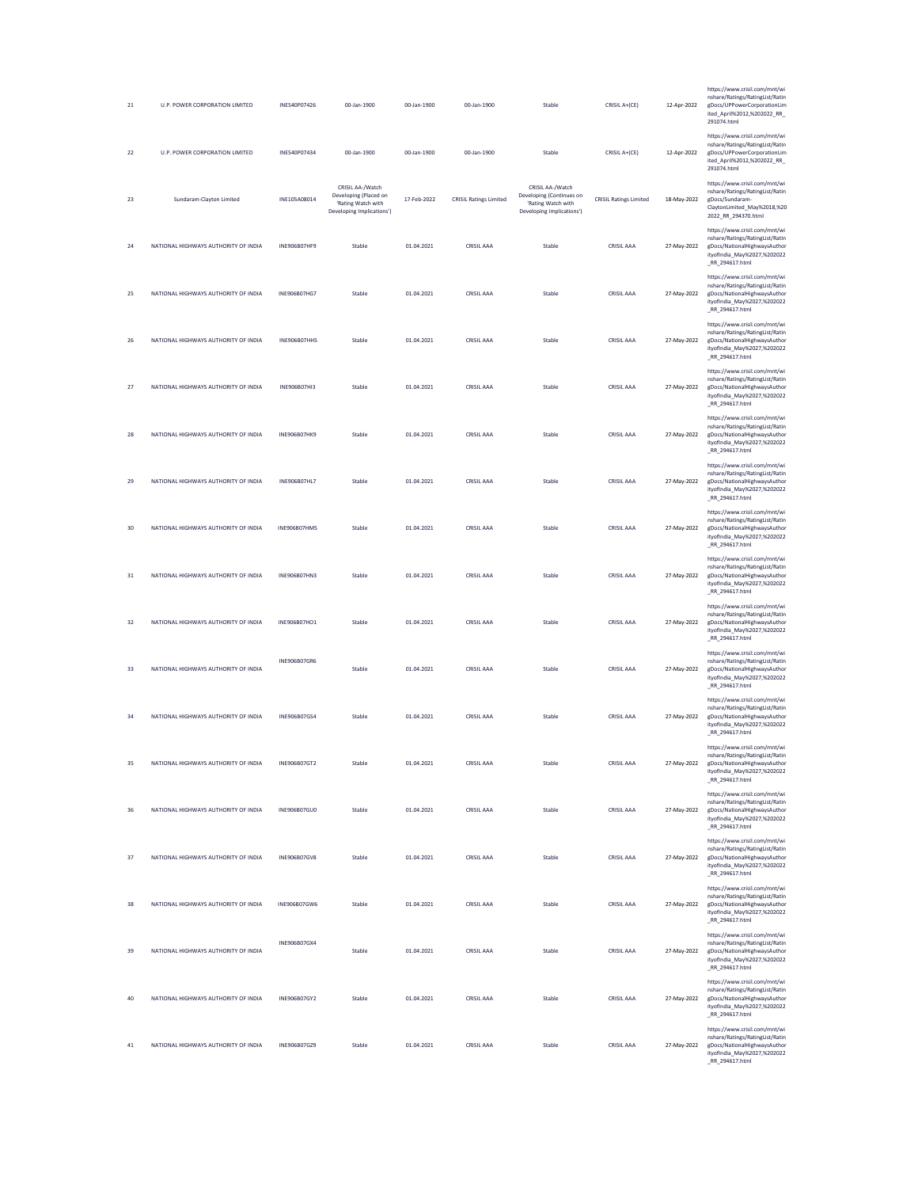| | | | | | | | | | |
|---|---|---|---|---|---|---|---|---|---|
| 21 | U.P. POWER CORPORATION LIMITED | INE540P07426 | 00-Jan-1900 | 00-Jan-1900 | 00-Jan-1900 | Stable | CRISIL A+(CE) | 12-Apr-2022 | https://www.crisil.com/mnt/winshare/Ratings/RatingList/RatingDocs/UPPowerCorporationLimited_April%2012,%202022_RR_291074.html |
| 22 | U.P. POWER CORPORATION LIMITED | INE540P07434 | 00-Jan-1900 | 00-Jan-1900 | 00-Jan-1900 | Stable | CRISIL A+(CE) | 12-Apr-2022 | https://www.crisil.com/mnt/winshare/Ratings/RatingList/RatingDocs/UPPowerCorporationLimited_April%2012,%202022_RR_291074.html |
| 23 | Sundaram-Clayton Limited | INE105A08014 | CRISIL AA-/Watch Developing (Placed on 'Rating Watch with Developing Implications') | 17-Feb-2022 | CRISIL Ratings Limited | CRISIL AA-/Watch Developing (Continues on 'Rating Watch with Developing Implications') | CRISIL Ratings Limited | 18-May-2022 | https://www.crisil.com/mnt/winshare/Ratings/RatingList/RatingDocs/Sundaram-ClaytonLimited_May%2018,%202022_RR_294370.html |
| 24 | NATIONAL HIGHWAYS AUTHORITY OF INDIA | INE906B07HF9 | Stable | 01.04.2021 | CRISIL AAA | Stable | CRISIL AAA | 27-May-2022 | https://www.crisil.com/mnt/winshare/Ratings/RatingList/RatingDocs/NationalHighwaysAuthorityofIndia_May%2027,%202022_RR_294617.html |
| 25 | NATIONAL HIGHWAYS AUTHORITY OF INDIA | INE906B07HG7 | Stable | 01.04.2021 | CRISIL AAA | Stable | CRISIL AAA | 27-May-2022 | https://www.crisil.com/mnt/winshare/Ratings/RatingList/RatingDocs/NationalHighwaysAuthorityofIndia_May%2027,%202022_RR_294617.html |
| 26 | NATIONAL HIGHWAYS AUTHORITY OF INDIA | INE906B07HH5 | Stable | 01.04.2021 | CRISIL AAA | Stable | CRISIL AAA | 27-May-2022 | https://www.crisil.com/mnt/winshare/Ratings/RatingList/RatingDocs/NationalHighwaysAuthorityofIndia_May%2027,%202022_RR_294617.html |
| 27 | NATIONAL HIGHWAYS AUTHORITY OF INDIA | INE906B07HI3 | Stable | 01.04.2021 | CRISIL AAA | Stable | CRISIL AAA | 27-May-2022 | https://www.crisil.com/mnt/winshare/Ratings/RatingList/RatingDocs/NationalHighwaysAuthorityofIndia_May%2027,%202022_RR_294617.html |
| 28 | NATIONAL HIGHWAYS AUTHORITY OF INDIA | INE906B07HK9 | Stable | 01.04.2021 | CRISIL AAA | Stable | CRISIL AAA | 27-May-2022 | https://www.crisil.com/mnt/winshare/Ratings/RatingList/RatingDocs/NationalHighwaysAuthorityofIndia_May%2027,%202022_RR_294617.html |
| 29 | NATIONAL HIGHWAYS AUTHORITY OF INDIA | INE906B07HL7 | Stable | 01.04.2021 | CRISIL AAA | Stable | CRISIL AAA | 27-May-2022 | https://www.crisil.com/mnt/winshare/Ratings/RatingList/RatingDocs/NationalHighwaysAuthorityofIndia_May%2027,%202022_RR_294617.html |
| 30 | NATIONAL HIGHWAYS AUTHORITY OF INDIA | INE906B07HM5 | Stable | 01.04.2021 | CRISIL AAA | Stable | CRISIL AAA | 27-May-2022 | https://www.crisil.com/mnt/winshare/Ratings/RatingList/RatingDocs/NationalHighwaysAuthorityofIndia_May%2027,%202022_RR_294617.html |
| 31 | NATIONAL HIGHWAYS AUTHORITY OF INDIA | INE906B07HN3 | Stable | 01.04.2021 | CRISIL AAA | Stable | CRISIL AAA | 27-May-2022 | https://www.crisil.com/mnt/winshare/Ratings/RatingList/RatingDocs/NationalHighwaysAuthorityofIndia_May%2027,%202022_RR_294617.html |
| 32 | NATIONAL HIGHWAYS AUTHORITY OF INDIA | INE906B07HO1 | Stable | 01.04.2021 | CRISIL AAA | Stable | CRISIL AAA | 27-May-2022 | https://www.crisil.com/mnt/winshare/Ratings/RatingList/RatingDocs/NationalHighwaysAuthorityofIndia_May%2027,%202022_RR_294617.html |
| 33 | NATIONAL HIGHWAYS AUTHORITY OF INDIA | INE906B07GR6 | Stable | 01.04.2021 | CRISIL AAA | Stable | CRISIL AAA | 27-May-2022 | https://www.crisil.com/mnt/winshare/Ratings/RatingList/RatingDocs/NationalHighwaysAuthorityofIndia_May%2027,%202022_RR_294617.html |
| 34 | NATIONAL HIGHWAYS AUTHORITY OF INDIA | INE906B07GS4 | Stable | 01.04.2021 | CRISIL AAA | Stable | CRISIL AAA | 27-May-2022 | https://www.crisil.com/mnt/winshare/Ratings/RatingList/RatingDocs/NationalHighwaysAuthorityofIndia_May%2027,%202022_RR_294617.html |
| 35 | NATIONAL HIGHWAYS AUTHORITY OF INDIA | INE906B07GT2 | Stable | 01.04.2021 | CRISIL AAA | Stable | CRISIL AAA | 27-May-2022 | https://www.crisil.com/mnt/winshare/Ratings/RatingList/RatingDocs/NationalHighwaysAuthorityofIndia_May%2027,%202022_RR_294617.html |
| 36 | NATIONAL HIGHWAYS AUTHORITY OF INDIA | INE906B07GU0 | Stable | 01.04.2021 | CRISIL AAA | Stable | CRISIL AAA | 27-May-2022 | https://www.crisil.com/mnt/winshare/Ratings/RatingList/RatingDocs/NationalHighwaysAuthorityofIndia_May%2027,%202022_RR_294617.html |
| 37 | NATIONAL HIGHWAYS AUTHORITY OF INDIA | INE906B07GV8 | Stable | 01.04.2021 | CRISIL AAA | Stable | CRISIL AAA | 27-May-2022 | https://www.crisil.com/mnt/winshare/Ratings/RatingList/RatingDocs/NationalHighwaysAuthorityofIndia_May%2027,%202022_RR_294617.html |
| 38 | NATIONAL HIGHWAYS AUTHORITY OF INDIA | INE906B07GW6 | Stable | 01.04.2021 | CRISIL AAA | Stable | CRISIL AAA | 27-May-2022 | https://www.crisil.com/mnt/winshare/Ratings/RatingList/RatingDocs/NationalHighwaysAuthorityofIndia_May%2027,%202022_RR_294617.html |
| 39 | NATIONAL HIGHWAYS AUTHORITY OF INDIA | INE906B07GX4 | Stable | 01.04.2021 | CRISIL AAA | Stable | CRISIL AAA | 27-May-2022 | https://www.crisil.com/mnt/winshare/Ratings/RatingList/RatingDocs/NationalHighwaysAuthorityofIndia_May%2027,%202022_RR_294617.html |
| 40 | NATIONAL HIGHWAYS AUTHORITY OF INDIA | INE906B07GY2 | Stable | 01.04.2021 | CRISIL AAA | Stable | CRISIL AAA | 27-May-2022 | https://www.crisil.com/mnt/winshare/Ratings/RatingList/RatingDocs/NationalHighwaysAuthorityofIndia_May%2027,%202022_RR_294617.html |
| 41 | NATIONAL HIGHWAYS AUTHORITY OF INDIA | INE906B07GZ9 | Stable | 01.04.2021 | CRISIL AAA | Stable | CRISIL AAA | 27-May-2022 | https://www.crisil.com/mnt/winshare/Ratings/RatingList/RatingDocs/NationalHighwaysAuthorityofIndia_May%2027,%202022_RR_294617.html |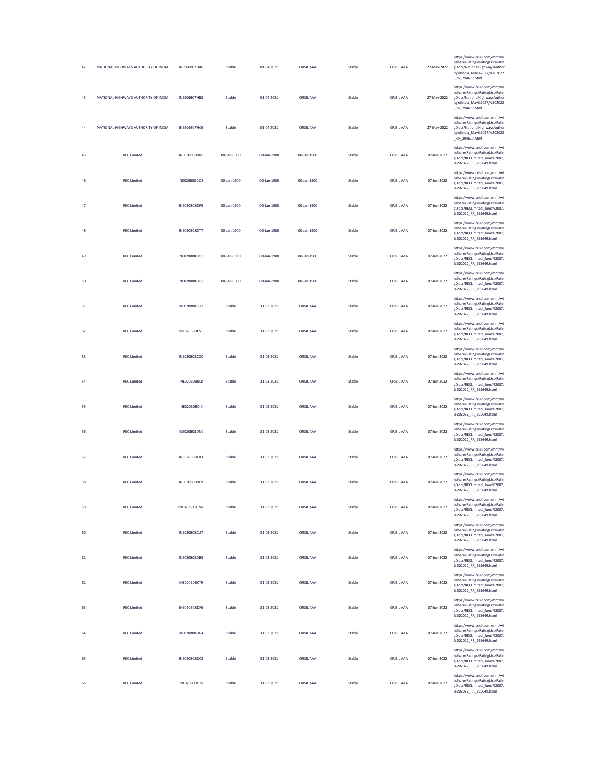| | | | | | | | | | |
|---|---|---|---|---|---|---|---|---|---|
| 42 | NATIONAL HIGHWAYS AUTHORITY OF INDIA | INE906B07HA0 | Stable | 01.04.2021 | CRISIL AAA | Stable | CRISIL AAA | 27-May-2022 | https://www.crisil.com/mnt/winshare/Ratings/RatingList/RatingDocs/NationalHighwaysAuthorityofIndia_May%2027,%202022_RR_294617.html |
| 43 | NATIONAL HIGHWAYS AUTHORITY OF INDIA | INE906B07HB8 | Stable | 01.04.2021 | CRISIL AAA | Stable | CRISIL AAA | 27-May-2022 | https://www.crisil.com/mnt/winshare/Ratings/RatingList/RatingDocs/NationalHighwaysAuthorityofIndia_May%2027,%202022_RR_294617.html |
| 44 | NATIONAL HIGHWAYS AUTHORITY OF INDIA | INE906B07HC6 | Stable | 01.04.2021 | CRISIL AAA | Stable | CRISIL AAA | 27-May-2022 | https://www.crisil.com/mnt/winshare/Ratings/RatingList/RatingDocs/NationalHighwaysAuthorityofIndia_May%2027,%202022_RR_294617.html |
| 45 | REC Limited | INE020B08DR1 | 00-Jan-1900 | 00-Jan-1900 | 00-Jan-1900 | Stable | CRISIL AAA | 07-Jun-2022 | https://www.crisil.com/mnt/winshare/Ratings/RatingList/RatingDocs/RECLimited_June%2007,%202022_RR_295649.html |
| 46 | REC Limited | INE020B08DO8 | 00-Jan-1900 | 00-Jan-1900 | 00-Jan-1900 | Stable | CRISIL AAA | 07-Jun-2022 | https://www.crisil.com/mnt/winshare/Ratings/RatingList/RatingDocs/RECLimited_June%2007,%202022_RR_295649.html |
| 47 | REC Limited | INE020B08DP5 | 00-Jan-1900 | 00-Jan-1900 | 00-Jan-1900 | Stable | CRISIL AAA | 07-Jun-2022 | https://www.crisil.com/mnt/winshare/Ratings/RatingList/RatingDocs/RECLimited_June%2007,%202022_RR_295649.html |
| 48 | REC Limited | INE020B08DT7 | 00-Jan-1900 | 00-Jan-1900 | 00-Jan-1900 | Stable | CRISIL AAA | 07-Jun-2022 | https://www.crisil.com/mnt/winshare/Ratings/RatingList/RatingDocs/RECLimited_June%2007,%202022_RR_295649.html |
| 49 | REC Limited | INE020B08DQ3 | 00-Jan-1900 | 00-Jan-1900 | 00-Jan-1900 | Stable | CRISIL AAA | 07-Jun-2022 | https://www.crisil.com/mnt/winshare/Ratings/RatingList/RatingDocs/RECLimited_June%2007,%202022_RR_295649.html |
| 50 | REC Limited | INE020B08DQ3 | 00-Jan-1900 | 00-Jan-1900 | 00-Jan-1900 | Stable | CRISIL AAA | 07-Jun-2022 | https://www.crisil.com/mnt/winshare/Ratings/RatingList/RatingDocs/RECLimited_June%2007,%202022_RR_295649.html |
| 51 | REC Limited | INE020B08BO2 | Stable | 31.03.2021 | CRISIL AAA | Stable | CRISIL AAA | 07-Jun-2022 | https://www.crisil.com/mnt/winshare/Ratings/RatingList/RatingDocs/RECLimited_June%2007,%202022_RR_295649.html |
| 52 | REC Limited | INE020B08CS1 | Stable | 31.03.2021 | CRISIL AAA | Stable | CRISIL AAA | 07-Jun-2022 | https://www.crisil.com/mnt/winshare/Ratings/RatingList/RatingDocs/RECLimited_June%2007,%202022_RR_295649.html |
| 53 | REC Limited | INE020B08CO0 | Stable | 31.03.2021 | CRISIL AAA | Stable | CRISIL AAA | 07-Jun-2022 | https://www.crisil.com/mnt/winshare/Ratings/RatingList/RatingDocs/RECLimited_June%2007,%202022_RR_295649.html |
| 54 | REC Limited | INE020B08BL8 | Stable | 31.03.2021 | CRISIL AAA | Stable | CRISIL AAA | 07-Jun-2022 | https://www.crisil.com/mnt/winshare/Ratings/RatingList/RatingDocs/RECLimited_June%2007,%202022_RR_295649.html |
| 55 | REC Limited | INE020B08DI0 | Stable | 31.03.2021 | CRISIL AAA | Stable | CRISIL AAA | 07-Jun-2022 | https://www.crisil.com/mnt/winshare/Ratings/RatingList/RatingDocs/RECLimited_June%2007,%202022_RR_295649.html |
| 56 | REC Limited | INE020B08DN0 | Stable | 31.03.2021 | CRISIL AAA | Stable | CRISIL AAA | 07-Jun-2022 | https://www.crisil.com/mnt/winshare/Ratings/RatingList/RatingDocs/RECLimited_June%2007,%202022_RR_295649.html |
| 57 | REC Limited | INE020B08CR3 | Stable | 31.03.2021 | CRISIL AAA | Stable | CRISIL AAA | 07-Jun-2022 | https://www.crisil.com/mnt/winshare/Ratings/RatingList/RatingDocs/RECLimited_June%2007,%202022_RR_295649.html |
| 58 | REC Limited | INE020B08DE9 | Stable | 31.03.2021 | CRISIL AAA | Stable | CRISIL AAA | 07-Jun-2022 | https://www.crisil.com/mnt/winshare/Ratings/RatingList/RatingDocs/RECLimited_June%2007,%202022_RR_295649.html |
| 59 | REC Limited | INE020B08DM2 | Stable | 31.03.2021 | CRISIL AAA | Stable | CRISIL AAA | 07-Jun-2022 | https://www.crisil.com/mnt/winshare/Ratings/RatingList/RatingDocs/RECLimited_June%2007,%202022_RR_295649.html |
| 60 | REC Limited | INE020B08CU7 | Stable | 31.03.2021 | CRISIL AAA | Stable | CRISIL AAA | 07-Jun-2022 | https://www.crisil.com/mnt/winshare/Ratings/RatingList/RatingDocs/RECLimited_June%2007,%202022_RR_295649.html |
| 61 | REC Limited | INE020B08DB5 | Stable | 31.03.2021 | CRISIL AAA | Stable | CRISIL AAA | 07-Jun-2022 | https://www.crisil.com/mnt/winshare/Ratings/RatingList/RatingDocs/RECLimited_June%2007,%202022_RR_295649.html |
| 62 | REC Limited | INE020B08CT9 | Stable | 31.03.2021 | CRISIL AAA | Stable | CRISIL AAA | 07-Jun-2022 | https://www.crisil.com/mnt/winshare/Ratings/RatingList/RatingDocs/RECLimited_June%2007,%202022_RR_295649.html |
| 63 | REC Limited | INE020B08DF6 | Stable | 31.03.2021 | CRISIL AAA | Stable | CRISIL AAA | 07-Jun-2022 | https://www.crisil.com/mnt/winshare/Ratings/RatingList/RatingDocs/RECLimited_June%2007,%202022_RR_295649.html |
| 64 | REC Limited | INE020B08DG4 | Stable | 31.03.2021 | CRISIL AAA | Stable | CRISIL AAA | 07-Jun-2022 | https://www.crisil.com/mnt/winshare/Ratings/RatingList/RatingDocs/RECLimited_June%2007,%202022_RR_295649.html |
| 65 | REC Limited | INE020B08DC3 | Stable | 31.03.2021 | CRISIL AAA | Stable | CRISIL AAA | 07-Jun-2022 | https://www.crisil.com/mnt/winshare/Ratings/RatingList/RatingDocs/RECLimited_June%2007,%202022_RR_295649.html |
| 66 | REC Limited | INE020B08DJ8 | Stable | 31.03.2021 | CRISIL AAA | Stable | CRISIL AAA | 07-Jun-2022 | https://www.crisil.com/mnt/winshare/Ratings/RatingList/RatingDocs/RECLimited_June%2007,%202022_RR_295649.html |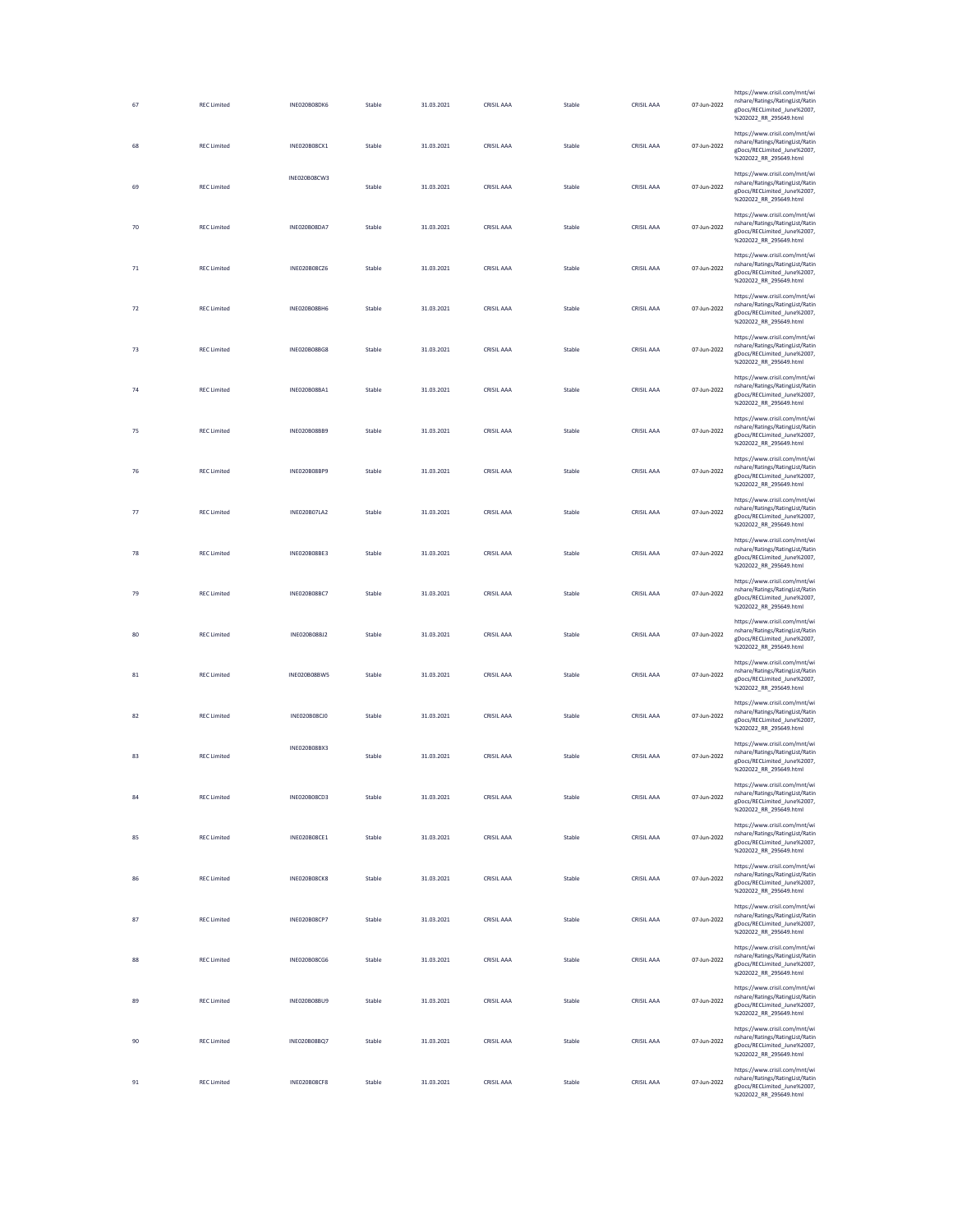| | | | | | | | | | |
|---|---|---|---|---|---|---|---|---|---|
| 67 | REC Limited | INE020B08DK6 | Stable | 31.03.2021 | CRISIL AAA | Stable | CRISIL AAA | 07-Jun-2022 | https://www.crisil.com/mnt/winshare/Ratings/RatingList/RatingDocs/RECLimited_June%2007,%202022_RR_295649.html |
| 68 | REC Limited | INE020B08CX1 | Stable | 31.03.2021 | CRISIL AAA | Stable | CRISIL AAA | 07-Jun-2022 | https://www.crisil.com/mnt/winshare/Ratings/RatingList/RatingDocs/RECLimited_June%2007,%202022_RR_295649.html |
| 69 | REC Limited | INE020B08CW3 | Stable | 31.03.2021 | CRISIL AAA | Stable | CRISIL AAA | 07-Jun-2022 | https://www.crisil.com/mnt/winshare/Ratings/RatingList/RatingDocs/RECLimited_June%2007,%202022_RR_295649.html |
| 70 | REC Limited | INE020B08DA7 | Stable | 31.03.2021 | CRISIL AAA | Stable | CRISIL AAA | 07-Jun-2022 | https://www.crisil.com/mnt/winshare/Ratings/RatingList/RatingDocs/RECLimited_June%2007,%202022_RR_295649.html |
| 71 | REC Limited | INE020B08CZ6 | Stable | 31.03.2021 | CRISIL AAA | Stable | CRISIL AAA | 07-Jun-2022 | https://www.crisil.com/mnt/winshare/Ratings/RatingList/RatingDocs/RECLimited_June%2007,%202022_RR_295649.html |
| 72 | REC Limited | INE020B08BH6 | Stable | 31.03.2021 | CRISIL AAA | Stable | CRISIL AAA | 07-Jun-2022 | https://www.crisil.com/mnt/winshare/Ratings/RatingList/RatingDocs/RECLimited_June%2007,%202022_RR_295649.html |
| 73 | REC Limited | INE020B08BG8 | Stable | 31.03.2021 | CRISIL AAA | Stable | CRISIL AAA | 07-Jun-2022 | https://www.crisil.com/mnt/winshare/Ratings/RatingList/RatingDocs/RECLimited_June%2007,%202022_RR_295649.html |
| 74 | REC Limited | INE020B08BA1 | Stable | 31.03.2021 | CRISIL AAA | Stable | CRISIL AAA | 07-Jun-2022 | https://www.crisil.com/mnt/winshare/Ratings/RatingList/RatingDocs/RECLimited_June%2007,%202022_RR_295649.html |
| 75 | REC Limited | INE020B08BB9 | Stable | 31.03.2021 | CRISIL AAA | Stable | CRISIL AAA | 07-Jun-2022 | https://www.crisil.com/mnt/winshare/Ratings/RatingList/RatingDocs/RECLimited_June%2007,%202022_RR_295649.html |
| 76 | REC Limited | INE020B08BP9 | Stable | 31.03.2021 | CRISIL AAA | Stable | CRISIL AAA | 07-Jun-2022 | https://www.crisil.com/mnt/winshare/Ratings/RatingList/RatingDocs/RECLimited_June%2007,%202022_RR_295649.html |
| 77 | REC Limited | INE020B07LA2 | Stable | 31.03.2021 | CRISIL AAA | Stable | CRISIL AAA | 07-Jun-2022 | https://www.crisil.com/mnt/winshare/Ratings/RatingList/RatingDocs/RECLimited_June%2007,%202022_RR_295649.html |
| 78 | REC Limited | INE020B08BE3 | Stable | 31.03.2021 | CRISIL AAA | Stable | CRISIL AAA | 07-Jun-2022 | https://www.crisil.com/mnt/winshare/Ratings/RatingList/RatingDocs/RECLimited_June%2007,%202022_RR_295649.html |
| 79 | REC Limited | INE020B08BC7 | Stable | 31.03.2021 | CRISIL AAA | Stable | CRISIL AAA | 07-Jun-2022 | https://www.crisil.com/mnt/winshare/Ratings/RatingList/RatingDocs/RECLimited_June%2007,%202022_RR_295649.html |
| 80 | REC Limited | INE020B08BJ2 | Stable | 31.03.2021 | CRISIL AAA | Stable | CRISIL AAA | 07-Jun-2022 | https://www.crisil.com/mnt/winshare/Ratings/RatingList/RatingDocs/RECLimited_June%2007,%202022_RR_295649.html |
| 81 | REC Limited | INE020B08BW5 | Stable | 31.03.2021 | CRISIL AAA | Stable | CRISIL AAA | 07-Jun-2022 | https://www.crisil.com/mnt/winshare/Ratings/RatingList/RatingDocs/RECLimited_June%2007,%202022_RR_295649.html |
| 82 | REC Limited | INE020B08CJ0 | Stable | 31.03.2021 | CRISIL AAA | Stable | CRISIL AAA | 07-Jun-2022 | https://www.crisil.com/mnt/winshare/Ratings/RatingList/RatingDocs/RECLimited_June%2007,%202022_RR_295649.html |
| 83 | REC Limited | INE020B08BX3 | Stable | 31.03.2021 | CRISIL AAA | Stable | CRISIL AAA | 07-Jun-2022 | https://www.crisil.com/mnt/winshare/Ratings/RatingList/RatingDocs/RECLimited_June%2007,%202022_RR_295649.html |
| 84 | REC Limited | INE020B08CD3 | Stable | 31.03.2021 | CRISIL AAA | Stable | CRISIL AAA | 07-Jun-2022 | https://www.crisil.com/mnt/winshare/Ratings/RatingList/RatingDocs/RECLimited_June%2007,%202022_RR_295649.html |
| 85 | REC Limited | INE020B08CE1 | Stable | 31.03.2021 | CRISIL AAA | Stable | CRISIL AAA | 07-Jun-2022 | https://www.crisil.com/mnt/winshare/Ratings/RatingList/RatingDocs/RECLimited_June%2007,%202022_RR_295649.html |
| 86 | REC Limited | INE020B08CK8 | Stable | 31.03.2021 | CRISIL AAA | Stable | CRISIL AAA | 07-Jun-2022 | https://www.crisil.com/mnt/winshare/Ratings/RatingList/RatingDocs/RECLimited_June%2007,%202022_RR_295649.html |
| 87 | REC Limited | INE020B08CP7 | Stable | 31.03.2021 | CRISIL AAA | Stable | CRISIL AAA | 07-Jun-2022 | https://www.crisil.com/mnt/winshare/Ratings/RatingList/RatingDocs/RECLimited_June%2007,%202022_RR_295649.html |
| 88 | REC Limited | INE020B08CG6 | Stable | 31.03.2021 | CRISIL AAA | Stable | CRISIL AAA | 07-Jun-2022 | https://www.crisil.com/mnt/winshare/Ratings/RatingList/RatingDocs/RECLimited_June%2007,%202022_RR_295649.html |
| 89 | REC Limited | INE020B08BU9 | Stable | 31.03.2021 | CRISIL AAA | Stable | CRISIL AAA | 07-Jun-2022 | https://www.crisil.com/mnt/winshare/Ratings/RatingList/RatingDocs/RECLimited_June%2007,%202022_RR_295649.html |
| 90 | REC Limited | INE020B08BQ7 | Stable | 31.03.2021 | CRISIL AAA | Stable | CRISIL AAA | 07-Jun-2022 | https://www.crisil.com/mnt/winshare/Ratings/RatingList/RatingDocs/RECLimited_June%2007,%202022_RR_295649.html |
| 91 | REC Limited | INE020B08CF8 | Stable | 31.03.2021 | CRISIL AAA | Stable | CRISIL AAA | 07-Jun-2022 | https://www.crisil.com/mnt/winshare/Ratings/RatingList/RatingDocs/RECLimited_June%2007,%202022_RR_295649.html |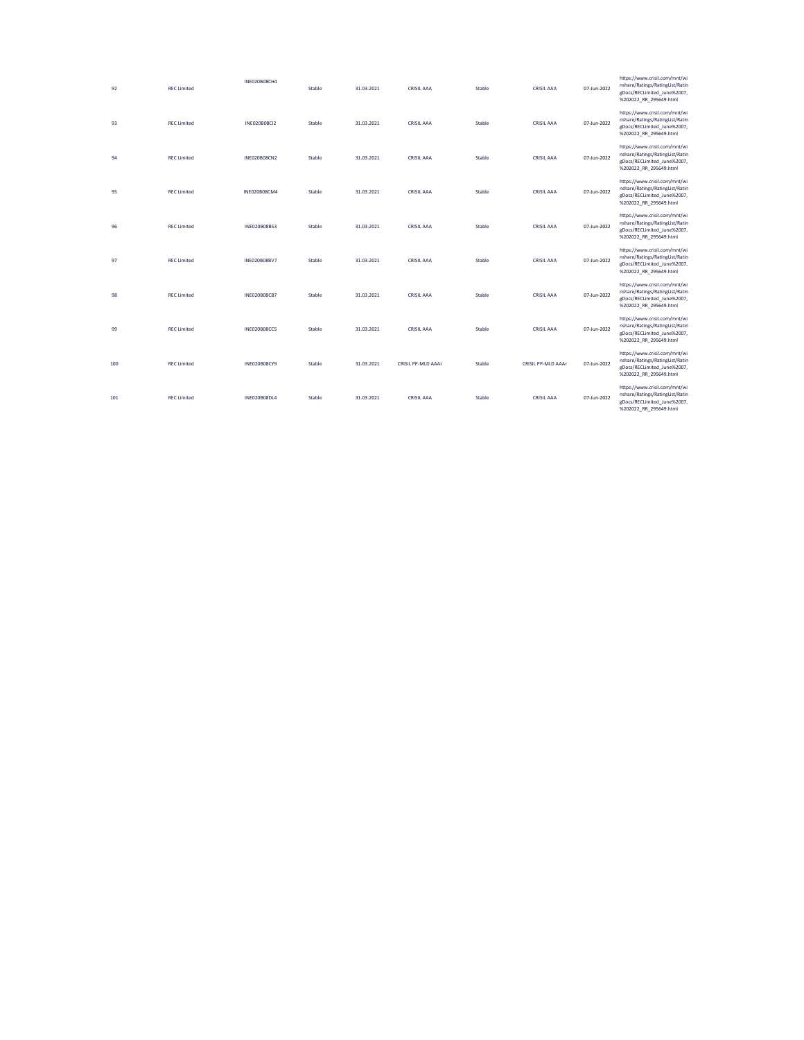| | | | | | | | | | |
|---|---|---|---|---|---|---|---|---|---|
| 92 | REC Limited | INE020B08CH4 | Stable | 31.03.2021 | CRISIL AAA | Stable | CRISIL AAA | 07-Jun-2022 | https://www.crisil.com/mnt/winshare/Ratings/RatingList/RatingDocs/RECLimited_June%2007,%202022_RR_295649.html |
| 93 | REC Limited | INE020B08CI2 | Stable | 31.03.2021 | CRISIL AAA | Stable | CRISIL AAA | 07-Jun-2022 | https://www.crisil.com/mnt/winshare/Ratings/RatingList/RatingDocs/RECLimited_June%2007,%202022_RR_295649.html |
| 94 | REC Limited | INE020B08CN2 | Stable | 31.03.2021 | CRISIL AAA | Stable | CRISIL AAA | 07-Jun-2022 | https://www.crisil.com/mnt/winshare/Ratings/RatingList/RatingDocs/RECLimited_June%2007,%202022_RR_295649.html |
| 95 | REC Limited | INE020B08CM4 | Stable | 31.03.2021 | CRISIL AAA | Stable | CRISIL AAA | 07-Jun-2022 | https://www.crisil.com/mnt/winshare/Ratings/RatingList/RatingDocs/RECLimited_June%2007,%202022_RR_295649.html |
| 96 | REC Limited | INE020B08BS3 | Stable | 31.03.2021 | CRISIL AAA | Stable | CRISIL AAA | 07-Jun-2022 | https://www.crisil.com/mnt/winshare/Ratings/RatingList/RatingDocs/RECLimited_June%2007,%202022_RR_295649.html |
| 97 | REC Limited | INE020B08BV7 | Stable | 31.03.2021 | CRISIL AAA | Stable | CRISIL AAA | 07-Jun-2022 | https://www.crisil.com/mnt/winshare/Ratings/RatingList/RatingDocs/RECLimited_June%2007,%202022_RR_295649.html |
| 98 | REC Limited | INE020B08CB7 | Stable | 31.03.2021 | CRISIL AAA | Stable | CRISIL AAA | 07-Jun-2022 | https://www.crisil.com/mnt/winshare/Ratings/RatingList/RatingDocs/RECLimited_June%2007,%202022_RR_295649.html |
| 99 | REC Limited | INE020B08CC5 | Stable | 31.03.2021 | CRISIL AAA | Stable | CRISIL AAA | 07-Jun-2022 | https://www.crisil.com/mnt/winshare/Ratings/RatingList/RatingDocs/RECLimited_June%2007,%202022_RR_295649.html |
| 100 | REC Limited | INE020B08CY9 | Stable | 31.03.2021 | CRISIL PP-MLD AAAr | Stable | CRISIL PP-MLD AAAr | 07-Jun-2022 | https://www.crisil.com/mnt/winshare/Ratings/RatingList/RatingDocs/RECLimited_June%2007,%202022_RR_295649.html |
| 101 | REC Limited | INE020B08DL4 | Stable | 31.03.2021 | CRISIL AAA | Stable | CRISIL AAA | 07-Jun-2022 | https://www.crisil.com/mnt/winshare/Ratings/RatingList/RatingDocs/RECLimited_June%2007,%202022_RR_295649.html |